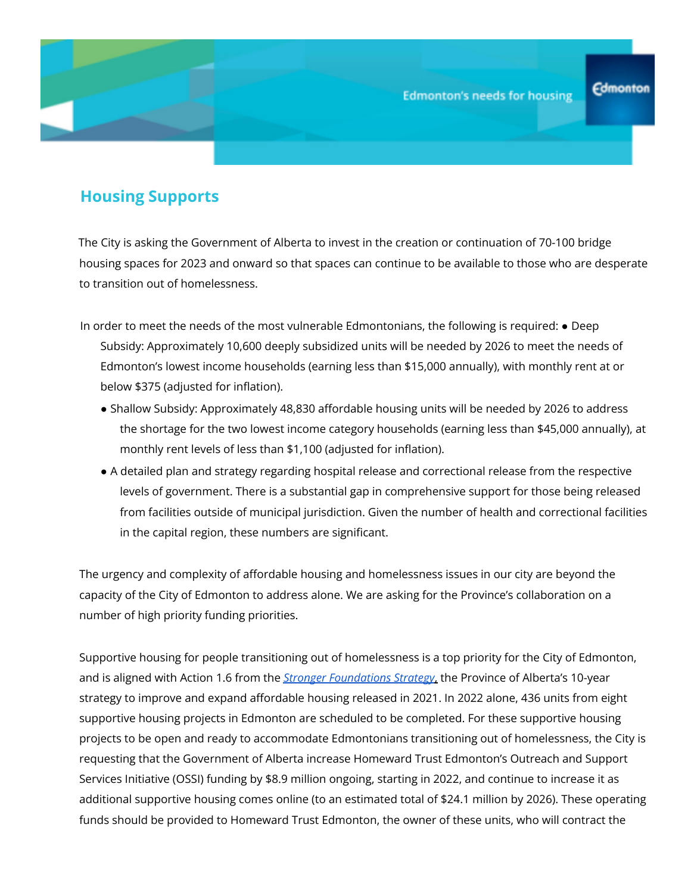## Housing Supports

The City is asking the Government of Alberta to invest in the creation or continuation of 70-100 bridge housing spaces for 2023 and onward so that spaces can continue to be available to those who are desperate to transition out of homelessness.

In order to meet the needs of the most vulnerable Edmontonians, the following is required:

- Deep Subsidy: Approximately 10,600 deeply subsidized units will be needed by 2026 to meet the needs of Edmonton's lowest income households (earning less than $15,000 annually), with monthly rent at or below $375 (adjusted for inflation).
- Shallow Subsidy: Approximately 48,830 affordable housing units will be needed by 2026 to address the shortage for the two lowest income category households (earning less than $45,000 annually), at monthly rent levels of less than $1,100 (adjusted for inflation).
- A detailed plan and strategy regarding hospital release and correctional release from the respective levels of government. There is a substantial gap in comprehensive support for those being released from facilities outside of municipal jurisdiction. Given the number of health and correctional facilities in the capital region, these numbers are significant.

The urgency and complexity of affordable housing and homelessness issues in our city are beyond the capacity of the City of Edmonton to address alone. We are asking for the Province's collaboration on a number of high priority funding priorities.

Supportive housing for people transitioning out of homelessness is a top priority for the City of Edmonton, and is aligned with Action 1.6 from the *Stronger Foundations Strategy*, the Province of Alberta's 10-year strategy to improve and expand affordable housing released in 2021. In 2022 alone, 436 units from eight supportive housing projects in Edmonton are scheduled to be completed. For these supportive housing projects to be open and ready to accommodate Edmontonians transitioning out of homelessness, the City is requesting that the Government of Alberta increase Homeward Trust Edmonton's Outreach and Support Services Initiative (OSSI) funding by $8.9 million ongoing, starting in 2022, and continue to increase it as additional supportive housing comes online (to an estimated total of $24.1 million by 2026). These operating funds should be provided to Homeward Trust Edmonton, the owner of these units, who will contract the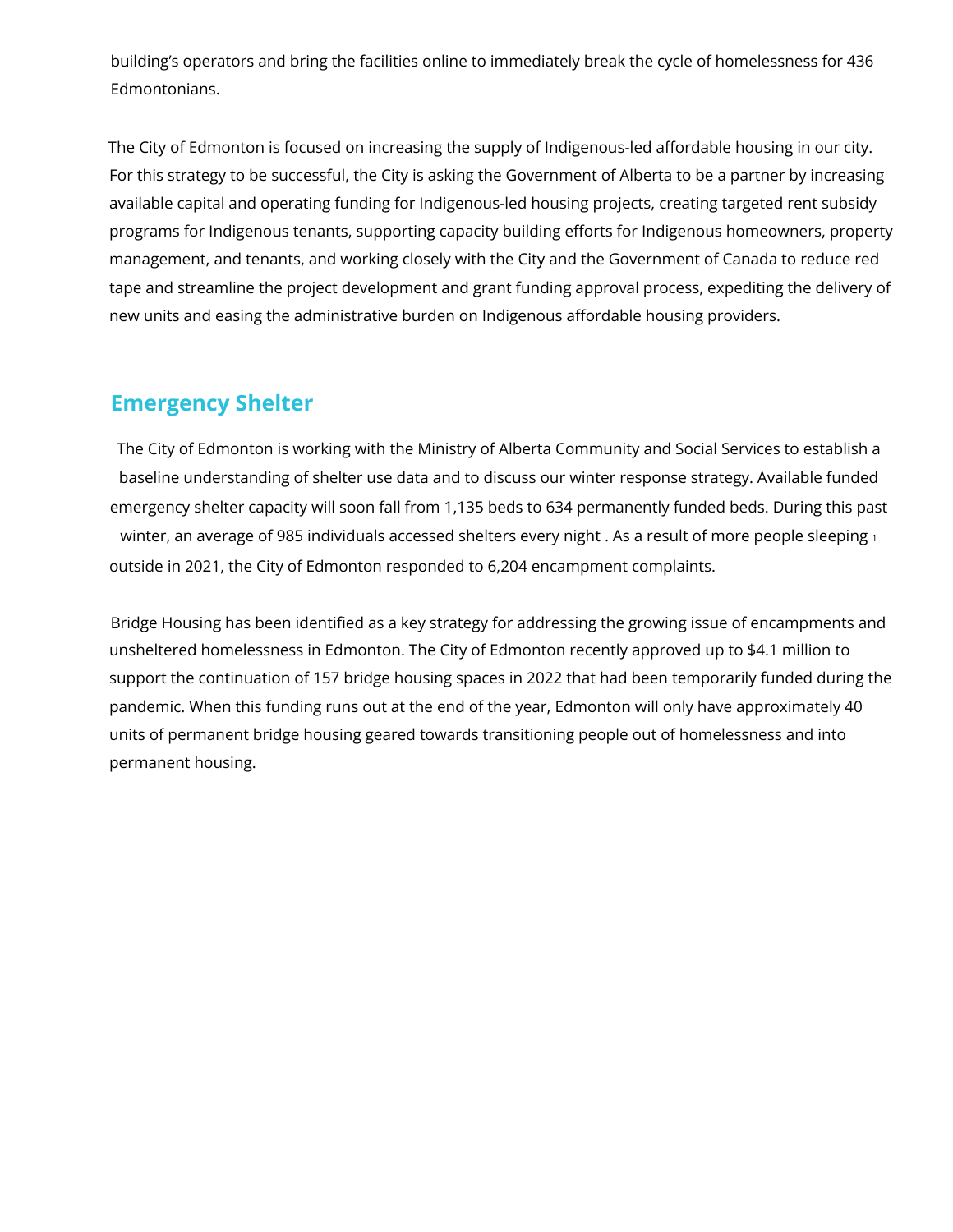building's operators and bring the facilities online to immediately break the cycle of homelessness for 436 Edmontonians.

The City of Edmonton is focused on increasing the supply of Indigenous-led affordable housing in our city. For this strategy to be successful, the City is asking the Government of Alberta to be a partner by increasing available capital and operating funding for Indigenous-led housing projects, creating targeted rent subsidy programs for Indigenous tenants, supporting capacity building efforts for Indigenous homeowners, property management, and tenants, and working closely with the City and the Government of Canada to reduce red tape and streamline the project development and grant funding approval process, expediting the delivery of new units and easing the administrative burden on Indigenous affordable housing providers.

## Emergency Shelter

The City of Edmonton is working with the Ministry of Alberta Community and Social Services to establish a baseline understanding of shelter use data and to discuss our winter response strategy. Available funded emergency shelter capacity will soon fall from 1,135 beds to 634 permanently funded beds. During this past winter, an average of 985 individuals accessed shelters every night[1]. As a result of more people sleeping outside in 2021, the City of Edmonton responded to 6,204 encampment complaints.

Bridge Housing has been identified as a key strategy for addressing the growing issue of encampments and unsheltered homelessness in Edmonton. The City of Edmonton recently approved up to $4.1 million to support the continuation of 157 bridge housing spaces in 2022 that had been temporarily funded during the pandemic. When this funding runs out at the end of the year, Edmonton will only have approximately 40 units of permanent bridge housing geared towards transitioning people out of homelessness and into permanent housing.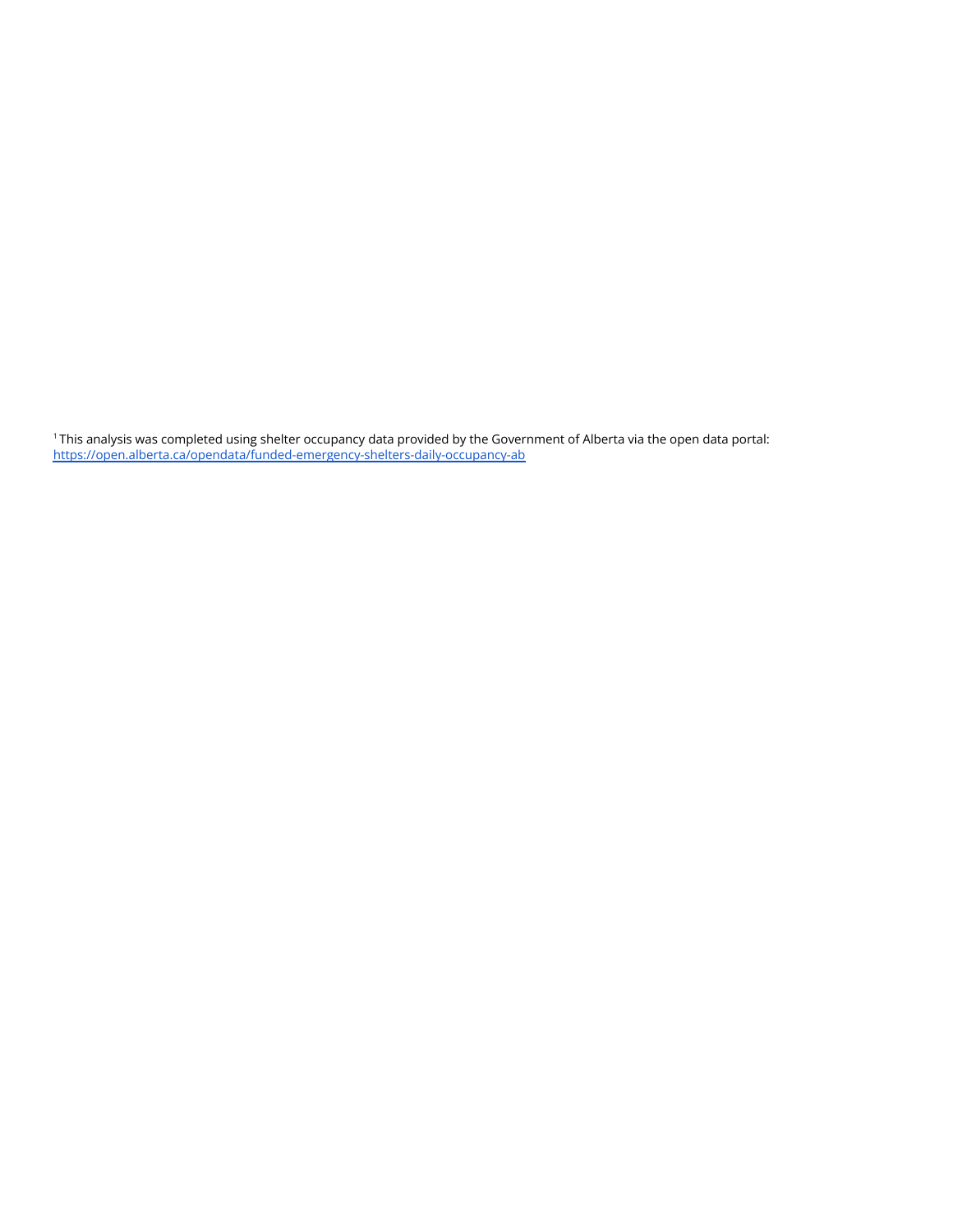[1] This analysis was completed using shelter occupancy data provided by the Government of Alberta via the open data portal: https://open.alberta.ca/opendata/funded-emergency-shelters-daily-occupancy-ab